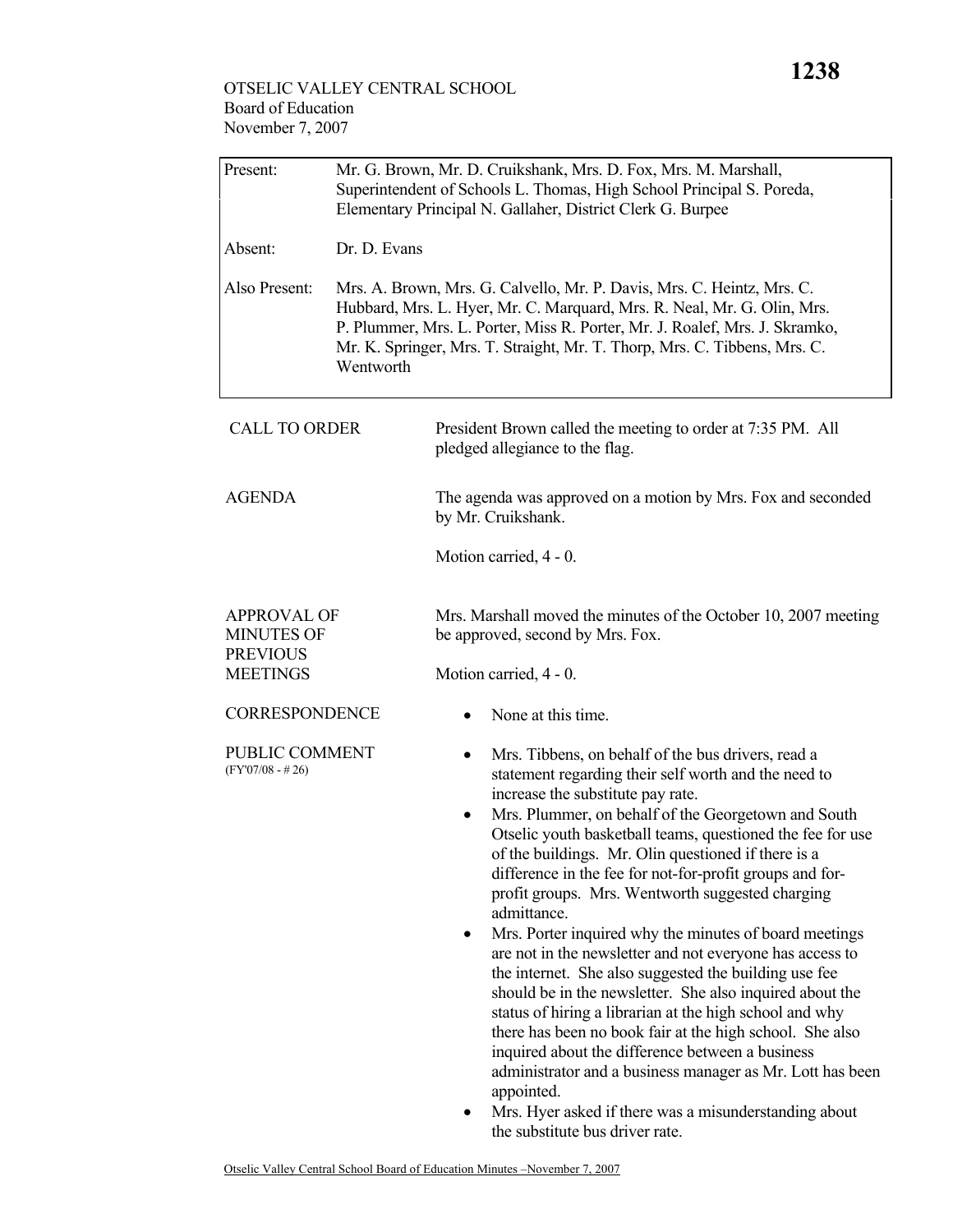OTSELIC VALLEY CENTRAL SCHOOL
Board of Education
November 7, 2007

| | |
|---|---|
| Present: | Mr. G. Brown, Mr. D. Cruikshank, Mrs. D. Fox, Mrs. M. Marshall, Superintendent of Schools L. Thomas, High School Principal S. Poreda, Elementary Principal N. Gallaher, District Clerk G. Burpee |
| Absent: | Dr. D. Evans |
| Also Present: | Mrs. A. Brown, Mrs. G. Calvello, Mr. P. Davis, Mrs. C. Heintz, Mrs. C. Hubbard, Mrs. L. Hyer, Mr. C. Marquard, Mrs. R. Neal, Mr. G. Olin, Mrs. P. Plummer, Mrs. L. Porter, Miss R. Porter, Mr. J. Roalef, Mrs. J. Skramko, Mr. K. Springer, Mrs. T. Straight, Mr. T. Thorp, Mrs. C. Tibbens, Mrs. C. Wentworth |

**CALL TO ORDER**

President Brown called the meeting to order at 7:35 PM. All pledged allegiance to the flag.

**AGENDA**

The agenda was approved on a motion by Mrs. Fox and seconded by Mr. Cruikshank.

Motion carried, 4 - 0.

**APPROVAL OF MINUTES OF PREVIOUS MEETINGS**

Mrs. Marshall moved the minutes of the October 10, 2007 meeting be approved, second by Mrs. Fox.

Motion carried, 4 - 0.

**CORRESPONDENCE**

- None at this time.

**PUBLIC COMMENT**
(FY'07/08 - # 26)

- Mrs. Tibbens, on behalf of the bus drivers, read a statement regarding their self worth and the need to increase the substitute pay rate.
- Mrs. Plummer, on behalf of the Georgetown and South Otselic youth basketball teams, questioned the fee for use of the buildings. Mr. Olin questioned if there is a difference in the fee for not-for-profit groups and for-profit groups. Mrs. Wentworth suggested charging admittance.
- Mrs. Porter inquired why the minutes of board meetings are not in the newsletter and not everyone has access to the internet. She also suggested the building use fee should be in the newsletter. She also inquired about the status of hiring a librarian at the high school and why there has been no book fair at the high school. She also inquired about the difference between a business administrator and a business manager as Mr. Lott has been appointed.
- Mrs. Hyer asked if there was a misunderstanding about the substitute bus driver rate.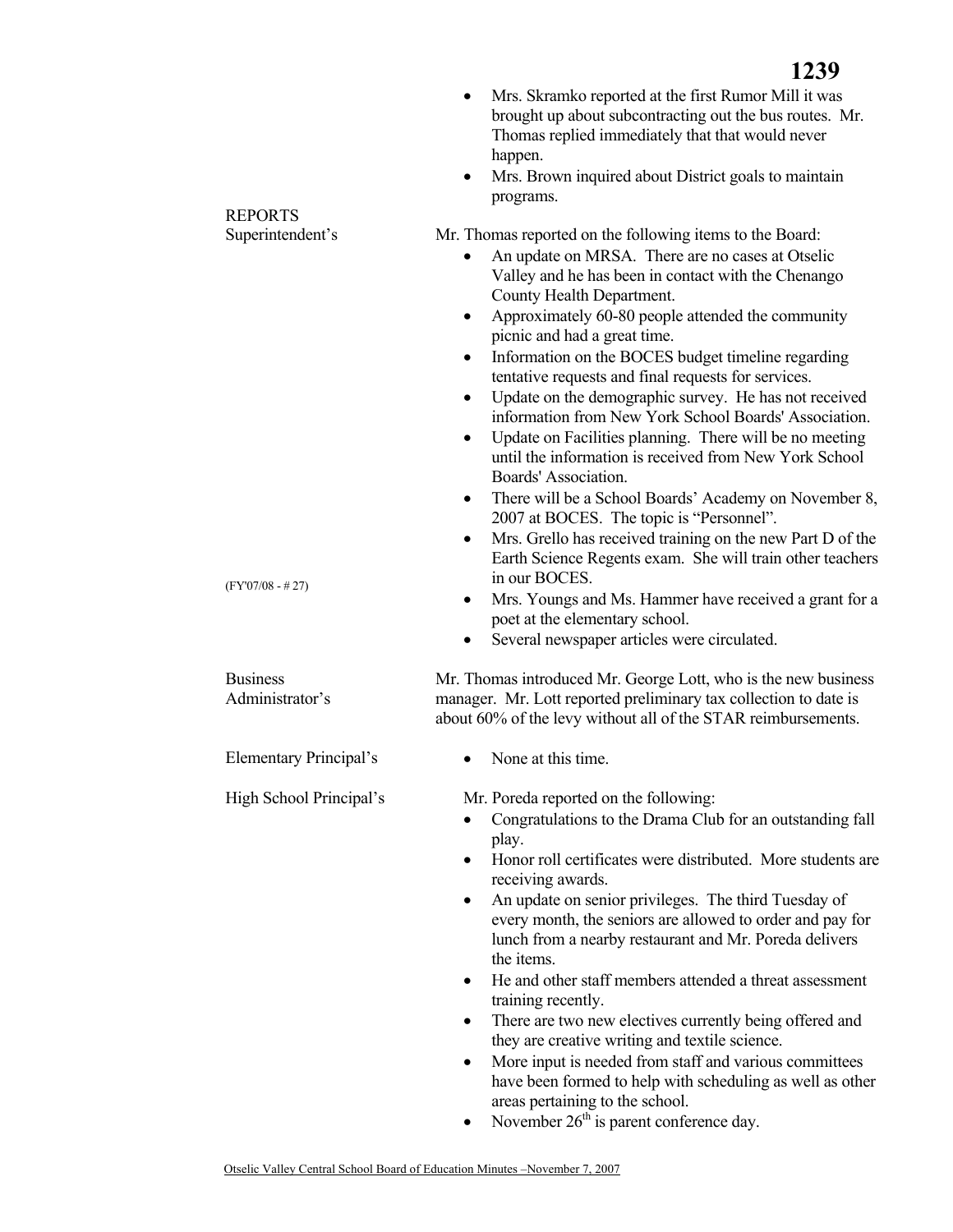- Mrs. Skramko reported at the first Rumor Mill it was brought up about subcontracting out the bus routes. Mr. Thomas replied immediately that that would never happen.
- Mrs. Brown inquired about District goals to maintain programs.

## REPORTS

**Superintendent's**

Mr. Thomas reported on the following items to the Board:

- An update on MRSA. There are no cases at Otselic Valley and he has been in contact with the Chenango County Health Department.
- Approximately 60-80 people attended the community picnic and had a great time.
- Information on the BOCES budget timeline regarding tentative requests and final requests for services.
- Update on the demographic survey. He has not received information from New York School Boards' Association.
- Update on Facilities planning. There will be no meeting until the information is received from New York School Boards' Association.
- There will be a School Boards' Academy on November 8, 2007 at BOCES. The topic is "Personnel".
- Mrs. Grello has received training on the new Part D of the Earth Science Regents exam. She will train other teachers in our BOCES.
- (FY'07/08 - # 27) Mrs. Youngs and Ms. Hammer have received a grant for a poet at the elementary school.
- Several newspaper articles were circulated.

**Business Administrator's**

Mr. Thomas introduced Mr. George Lott, who is the new business manager. Mr. Lott reported preliminary tax collection to date is about 60% of the levy without all of the STAR reimbursements.

**Elementary Principal's**

- None at this time.

**High School Principal's**

Mr. Poreda reported on the following:

- Congratulations to the Drama Club for an outstanding fall play.
- Honor roll certificates were distributed. More students are receiving awards.
- An update on senior privileges. The third Tuesday of every month, the seniors are allowed to order and pay for lunch from a nearby restaurant and Mr. Poreda delivers the items.
- He and other staff members attended a threat assessment training recently.
- There are two new electives currently being offered and they are creative writing and textile science.
- More input is needed from staff and various committees have been formed to help with scheduling as well as other areas pertaining to the school.
- November 26th is parent conference day.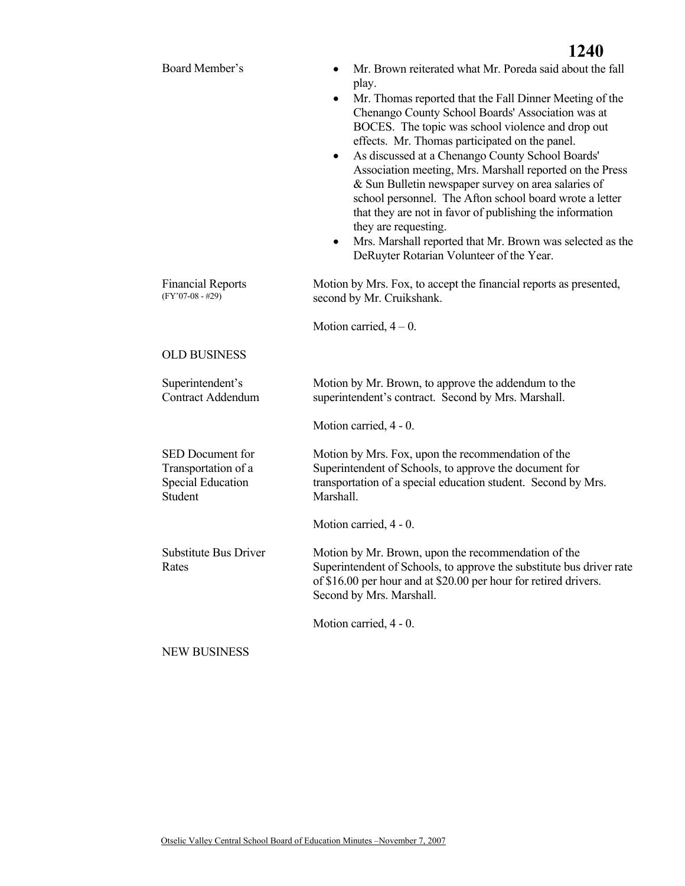**Board Member's**

- Mr. Brown reiterated what Mr. Poreda said about the fall play.
- Mr. Thomas reported that the Fall Dinner Meeting of the Chenango County School Boards' Association was at BOCES. The topic was school violence and drop out effects. Mr. Thomas participated on the panel.
- As discussed at a Chenango County School Boards' Association meeting, Mrs. Marshall reported on the Press & Sun Bulletin newspaper survey on area salaries of school personnel. The Afton school board wrote a letter that they are not in favor of publishing the information they are requesting.
- Mrs. Marshall reported that Mr. Brown was selected as the DeRuyter Rotarian Volunteer of the Year.

**Financial Reports** (FY'07-08 - #29)

Motion by Mrs. Fox, to accept the financial reports as presented, second by Mr. Cruikshank.

Motion carried, 4 – 0.

## OLD BUSINESS

**Superintendent's Contract Addendum**

Motion by Mr. Brown, to approve the addendum to the superintendent's contract. Second by Mrs. Marshall.

Motion carried, 4 - 0.

**SED Document for Transportation of a Special Education Student**

Motion by Mrs. Fox, upon the recommendation of the Superintendent of Schools, to approve the document for transportation of a special education student. Second by Mrs. Marshall.

Motion carried, 4 - 0.

**Substitute Bus Driver Rates**

Motion by Mr. Brown, upon the recommendation of the Superintendent of Schools, to approve the substitute bus driver rate of $16.00 per hour and at $20.00 per hour for retired drivers. Second by Mrs. Marshall.

Motion carried, 4 - 0.

## NEW BUSINESS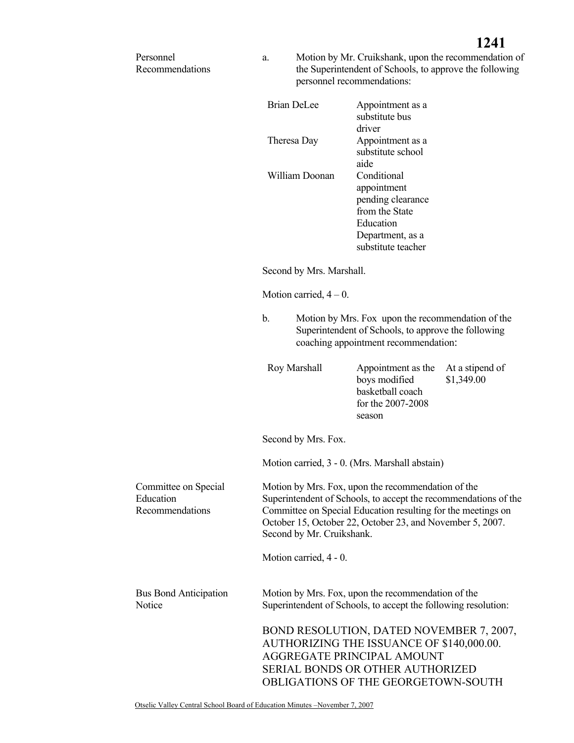**Personnel Recommendations**

a. Motion by Mr. Cruikshank, upon the recommendation of the Superintendent of Schools, to approve the following personnel recommendations:

| | |
|---|---|
| Brian DeLee | Appointment as a substitute bus driver |
| Theresa Day | Appointment as a substitute school aide |
| William Doonan | Conditional appointment pending clearance from the State Education Department, as a substitute teacher |

Second by Mrs. Marshall.

Motion carried, 4 – 0.

b. Motion by Mrs. Fox upon the recommendation of the Superintendent of Schools, to approve the following coaching appointment recommendation:

| | | |
|---|---|---|
| Roy Marshall | Appointment as the boys modified basketball coach for the 2007-2008 season | At a stipend of $1,349.00 |

Second by Mrs. Fox.

Motion carried, 3 - 0. (Mrs. Marshall abstain)

**Committee on Special Education Recommendations**

Motion by Mrs. Fox, upon the recommendation of the Superintendent of Schools, to accept the recommendations of the Committee on Special Education resulting for the meetings on October 15, October 22, October 23, and November 5, 2007. Second by Mr. Cruikshank.

Motion carried, 4 - 0.

**Bus Bond Anticipation Notice**

Motion by Mrs. Fox, upon the recommendation of the Superintendent of Schools, to accept the following resolution:

BOND RESOLUTION, DATED NOVEMBER 7, 2007, AUTHORIZING THE ISSUANCE OF $140,000.00. AGGREGATE PRINCIPAL AMOUNT SERIAL BONDS OR OTHER AUTHORIZED OBLIGATIONS OF THE GEORGETOWN-SOUTH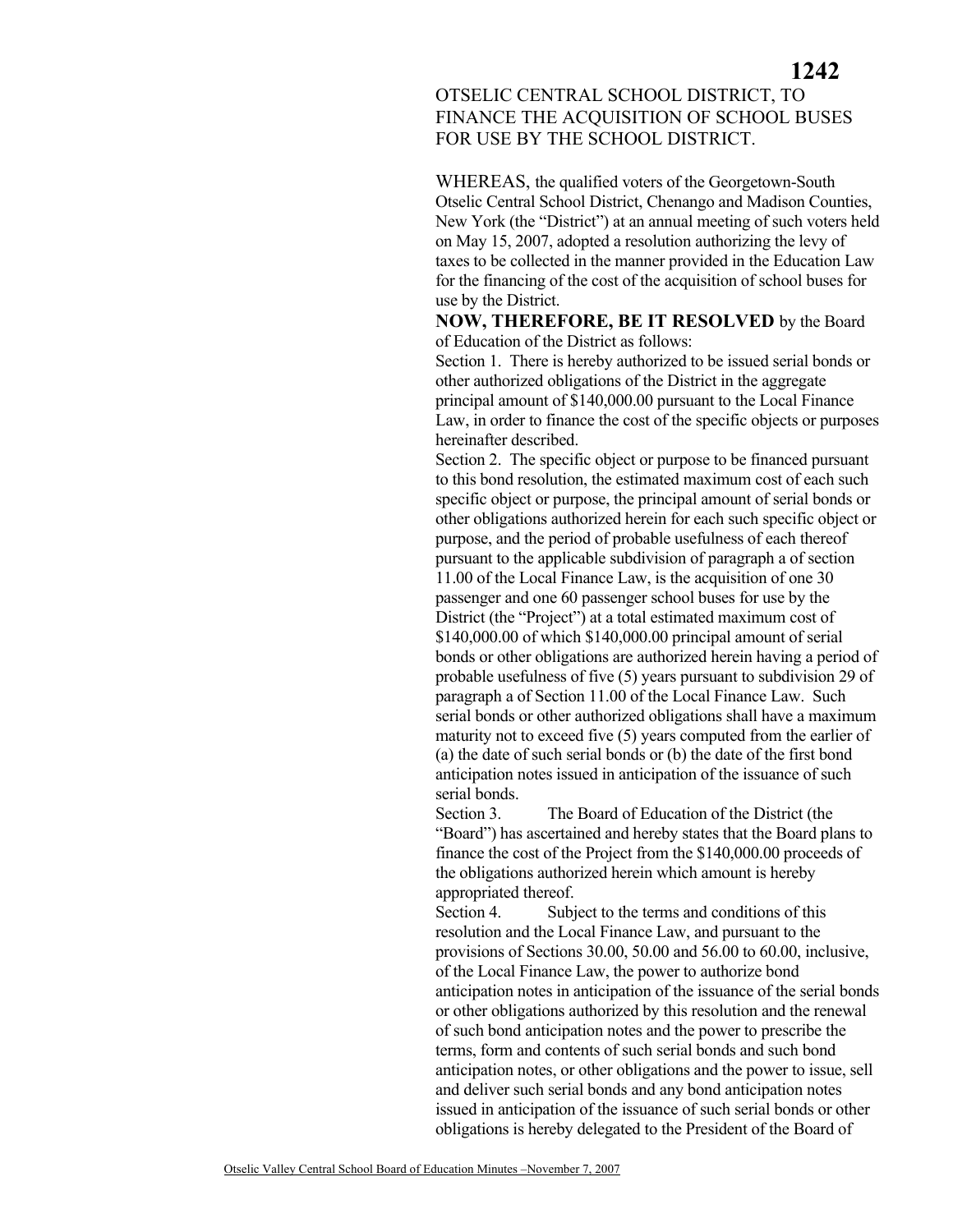OTSELIC CENTRAL SCHOOL DISTRICT, TO FINANCE THE ACQUISITION OF SCHOOL BUSES FOR USE BY THE SCHOOL DISTRICT.

WHEREAS, the qualified voters of the Georgetown-South Otselic Central School District, Chenango and Madison Counties, New York (the "District") at an annual meeting of such voters held on May 15, 2007, adopted a resolution authorizing the levy of taxes to be collected in the manner provided in the Education Law for the financing of the cost of the acquisition of school buses for use by the District.

**NOW, THEREFORE, BE IT RESOLVED** by the Board of Education of the District as follows:

Section 1. There is hereby authorized to be issued serial bonds or other authorized obligations of the District in the aggregate principal amount of $140,000.00 pursuant to the Local Finance Law, in order to finance the cost of the specific objects or purposes hereinafter described.

Section 2. The specific object or purpose to be financed pursuant to this bond resolution, the estimated maximum cost of each such specific object or purpose, the principal amount of serial bonds or other obligations authorized herein for each such specific object or purpose, and the period of probable usefulness of each thereof pursuant to the applicable subdivision of paragraph a of section 11.00 of the Local Finance Law, is the acquisition of one 30 passenger and one 60 passenger school buses for use by the District (the "Project") at a total estimated maximum cost of $140,000.00 of which $140,000.00 principal amount of serial bonds or other obligations are authorized herein having a period of probable usefulness of five (5) years pursuant to subdivision 29 of paragraph a of Section 11.00 of the Local Finance Law. Such serial bonds or other authorized obligations shall have a maximum maturity not to exceed five (5) years computed from the earlier of (a) the date of such serial bonds or (b) the date of the first bond anticipation notes issued in anticipation of the issuance of such serial bonds.

Section 3. The Board of Education of the District (the "Board") has ascertained and hereby states that the Board plans to finance the cost of the Project from the $140,000.00 proceeds of the obligations authorized herein which amount is hereby appropriated thereof.

Section 4. Subject to the terms and conditions of this resolution and the Local Finance Law, and pursuant to the provisions of Sections 30.00, 50.00 and 56.00 to 60.00, inclusive, of the Local Finance Law, the power to authorize bond anticipation notes in anticipation of the issuance of the serial bonds or other obligations authorized by this resolution and the renewal of such bond anticipation notes and the power to prescribe the terms, form and contents of such serial bonds and such bond anticipation notes, or other obligations and the power to issue, sell and deliver such serial bonds and any bond anticipation notes issued in anticipation of the issuance of such serial bonds or other obligations is hereby delegated to the President of the Board of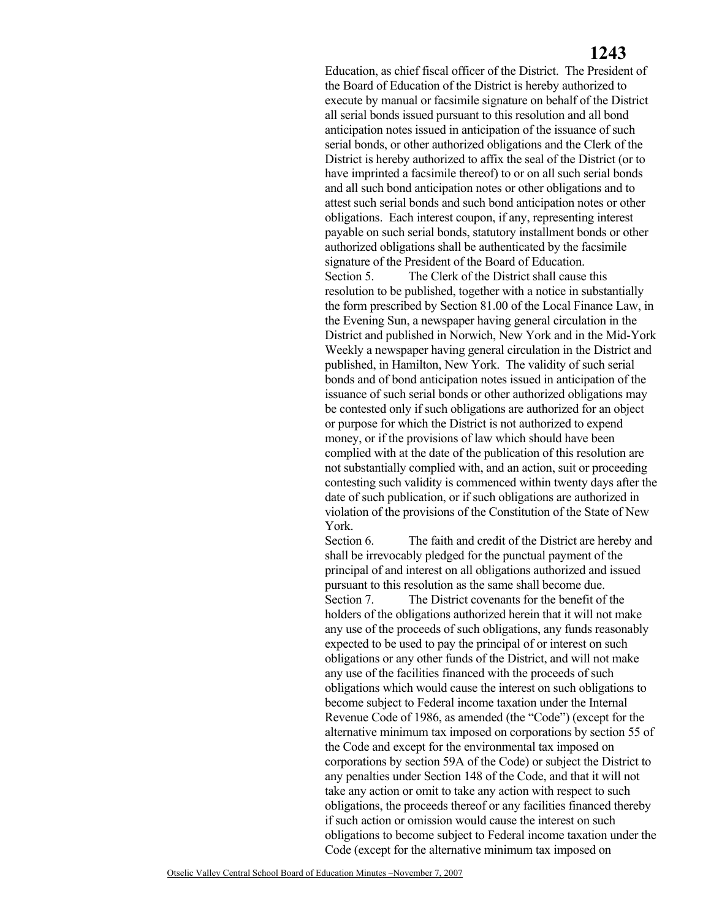Education, as chief fiscal officer of the District. The President of the Board of Education of the District is hereby authorized to execute by manual or facsimile signature on behalf of the District all serial bonds issued pursuant to this resolution and all bond anticipation notes issued in anticipation of the issuance of such serial bonds, or other authorized obligations and the Clerk of the District is hereby authorized to affix the seal of the District (or to have imprinted a facsimile thereof) to or on all such serial bonds and all such bond anticipation notes or other obligations and to attest such serial bonds and such bond anticipation notes or other obligations. Each interest coupon, if any, representing interest payable on such serial bonds, statutory installment bonds or other authorized obligations shall be authenticated by the facsimile signature of the President of the Board of Education.

Section 5. The Clerk of the District shall cause this resolution to be published, together with a notice in substantially the form prescribed by Section 81.00 of the Local Finance Law, in the Evening Sun, a newspaper having general circulation in the District and published in Norwich, New York and in the Mid-York Weekly a newspaper having general circulation in the District and published, in Hamilton, New York. The validity of such serial bonds and of bond anticipation notes issued in anticipation of the issuance of such serial bonds or other authorized obligations may be contested only if such obligations are authorized for an object or purpose for which the District is not authorized to expend money, or if the provisions of law which should have been complied with at the date of the publication of this resolution are not substantially complied with, and an action, suit or proceeding contesting such validity is commenced within twenty days after the date of such publication, or if such obligations are authorized in violation of the provisions of the Constitution of the State of New York.

Section 6. The faith and credit of the District are hereby and shall be irrevocably pledged for the punctual payment of the principal of and interest on all obligations authorized and issued pursuant to this resolution as the same shall become due.

Section 7. The District covenants for the benefit of the holders of the obligations authorized herein that it will not make any use of the proceeds of such obligations, any funds reasonably expected to be used to pay the principal of or interest on such obligations or any other funds of the District, and will not make any use of the facilities financed with the proceeds of such obligations which would cause the interest on such obligations to become subject to Federal income taxation under the Internal Revenue Code of 1986, as amended (the "Code") (except for the alternative minimum tax imposed on corporations by section 55 of the Code and except for the environmental tax imposed on corporations by section 59A of the Code) or subject the District to any penalties under Section 148 of the Code, and that it will not take any action or omit to take any action with respect to such obligations, the proceeds thereof or any facilities financed thereby if such action or omission would cause the interest on such obligations to become subject to Federal income taxation under the Code (except for the alternative minimum tax imposed on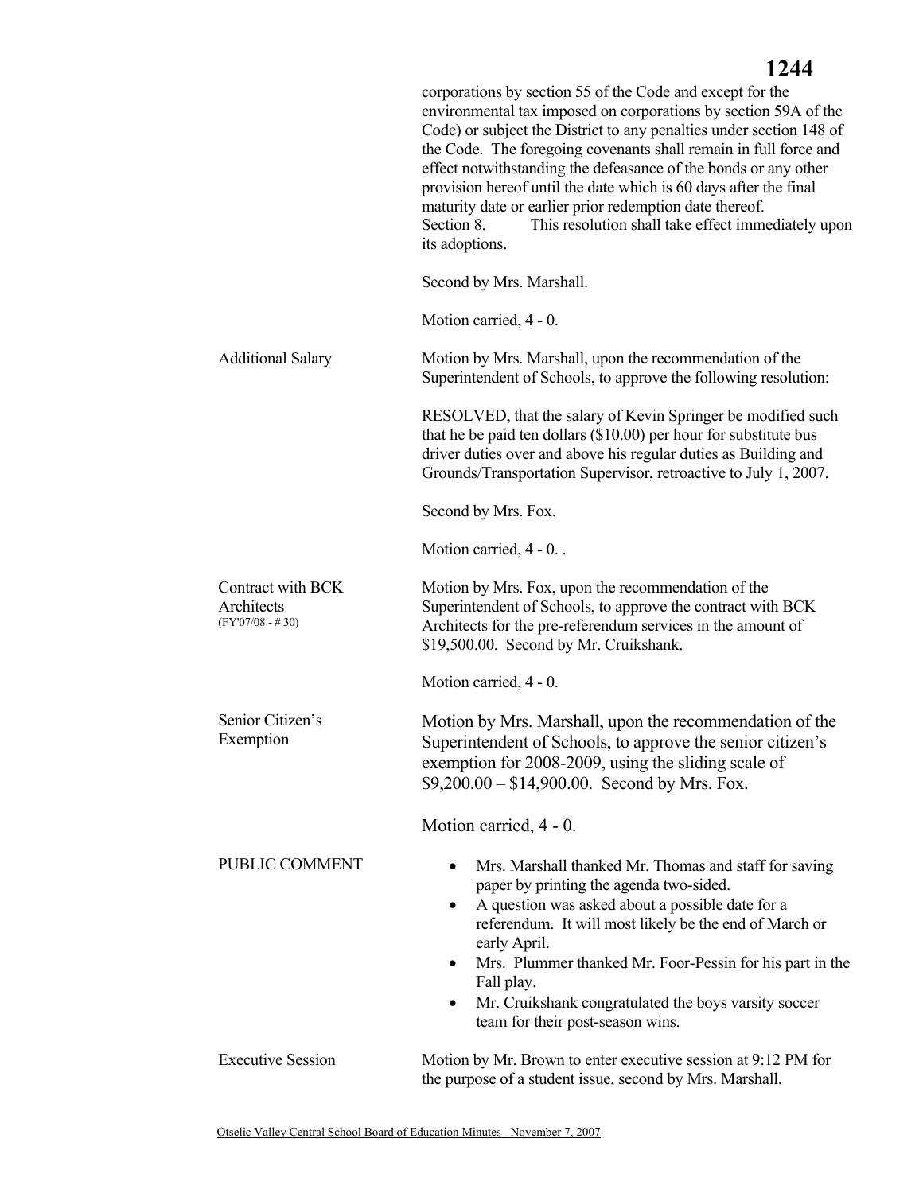corporations by section 55 of the Code and except for the environmental tax imposed on corporations by section 59A of the Code) or subject the District to any penalties under section 148 of the Code. The foregoing covenants shall remain in full force and effect notwithstanding the defeasance of the bonds or any other provision hereof until the date which is 60 days after the final maturity date or earlier prior redemption date thereof.
Section 8. This resolution shall take effect immediately upon its adoptions.

Second by Mrs. Marshall.

Motion carried, 4 - 0.

**Additional Salary**

Motion by Mrs. Marshall, upon the recommendation of the Superintendent of Schools, to approve the following resolution:

RESOLVED, that the salary of Kevin Springer be modified such that he be paid ten dollars ($10.00) per hour for substitute bus driver duties over and above his regular duties as Building and Grounds/Transportation Supervisor, retroactive to July 1, 2007.

Second by Mrs. Fox.

Motion carried, 4 - 0. .

**Contract with BCK Architects** (FY'07/08 - # 30)

Motion by Mrs. Fox, upon the recommendation of the Superintendent of Schools, to approve the contract with BCK Architects for the pre-referendum services in the amount of $19,500.00. Second by Mr. Cruikshank.

Motion carried, 4 - 0.

**Senior Citizen's Exemption**

Motion by Mrs. Marshall, upon the recommendation of the Superintendent of Schools, to approve the senior citizen's exemption for 2008-2009, using the sliding scale of $9,200.00 – $14,900.00. Second by Mrs. Fox.

Motion carried, 4 - 0.

**PUBLIC COMMENT**

- Mrs. Marshall thanked Mr. Thomas and staff for saving paper by printing the agenda two-sided.
- A question was asked about a possible date for a referendum. It will most likely be the end of March or early April.
- Mrs. Plummer thanked Mr. Foor-Pessin for his part in the Fall play.
- Mr. Cruikshank congratulated the boys varsity soccer team for their post-season wins.

**Executive Session**

Motion by Mr. Brown to enter executive session at 9:12 PM for the purpose of a student issue, second by Mrs. Marshall.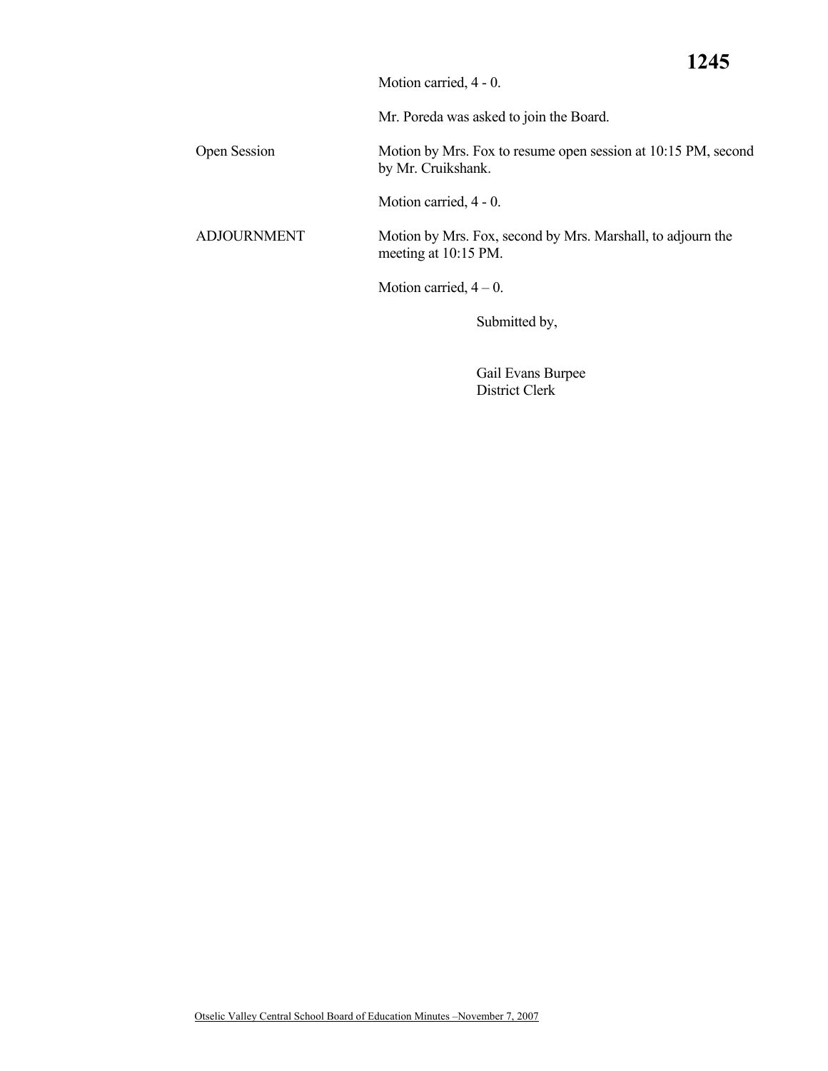Motion carried, 4 - 0.

Mr. Poreda was asked to join the Board.

Open Session

Motion by Mrs. Fox to resume open session at 10:15 PM, second by Mr. Cruikshank.

Motion carried, 4 - 0.

ADJOURNMENT

Motion by Mrs. Fox, second by Mrs. Marshall, to adjourn the meeting at 10:15 PM.

Motion carried, 4 – 0.

Submitted by,

Gail Evans Burpee
District Clerk